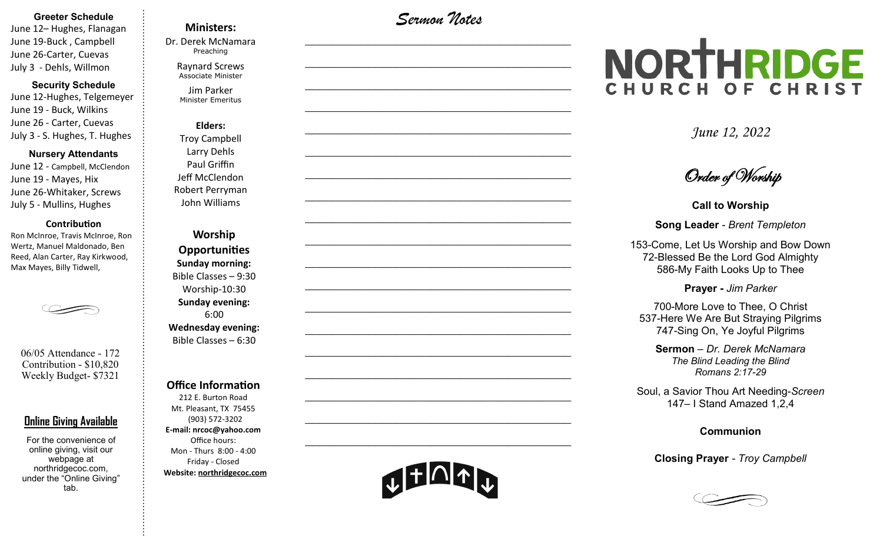### Greeter Schedule

June 12– Hughes, Flanagan
June 19-Buck , Campbell
June 26-Carter, Cuevas
July 3 - Dehls, Willmon

### Security Schedule

June 12-Hughes, Telgemeyer
June 19 - Buck, Wilkins
June 26 - Carter, Cuevas
July 3 - S. Hughes, T. Hughes

### Nursery Attendants

June 12 - Campbell, McClendon
June 19 - Mayes, Hix
June 26-Whitaker, Screws
July 5 - Mullins, Hughes

### Contribution

Ron McInroe, Travis McInroe, Ron Wertz, Manuel Maldonado, Ben Reed, Alan Carter, Ray Kirkwood, Max Mayes, Billy Tidwell,

06/05 Attendance - 172
Contribution - $10,820
Weekly Budget- $7321

### Online Giving Available

For the convenience of online giving, visit our webpage at northridgecoc.com, under the "Online Giving" tab.

### Ministers:

Dr. Derek McNamara
Preaching

Raynard Screws
Associate Minister

Jim Parker
Minister Emeritus

### Elders:

Troy Campbell
Larry Dehls
Paul Griffin
Jeff McClendon
Robert Perryman
John Williams

### Worship Opportunities

**Sunday morning:**
Bible Classes – 9:30
Worship-10:30
**Sunday evening:**
6:00
**Wednesday evening:**
Bible Classes – 6:30

### Office Information

212 E. Burton Road
Mt. Pleasant, TX 75455
(903) 572-3202
**E-mail: nrcoc@yahoo.com**
Office hours:
Mon - Thurs 8:00 - 4:00
Friday - Closed
**Website: northridgecoc.com**

## *Sermon Notes*

_______________________________________________

_______________________________________________

_______________________________________________

_______________________________________________

_______________________________________________

_______________________________________________

_______________________________________________

_______________________________________________

_______________________________________________

_______________________________________________

_______________________________________________

_______________________________________________

_______________________________________________

_______________________________________________

_______________________________________________

_______________________________________________

_______________________________________________

_______________________________________________

_______________________________________________

# NORTHRIDGE CHURCH OF CHRIST

*June 12, 2022*

## *Order of Worship*

**Call to Worship**

**Song Leader** - *Brent Templeton*

153-Come, Let Us Worship and Bow Down
72-Blessed Be the Lord God Almighty
586-My Faith Looks Up to Thee

**Prayer -** *Jim Parker*

700-More Love to Thee, O Christ
537-Here We Are But Straying Pilgrims
747-Sing On, Ye Joyful Pilgrims

**Sermon** – *Dr. Derek McNamara*
*The Blind Leading the Blind*
*Romans 2:17-29*

Soul, a Savior Thou Art Needing-*Screen*
147– I Stand Amazed 1,2,4

**Communion**

**Closing Prayer** - *Troy Campbell*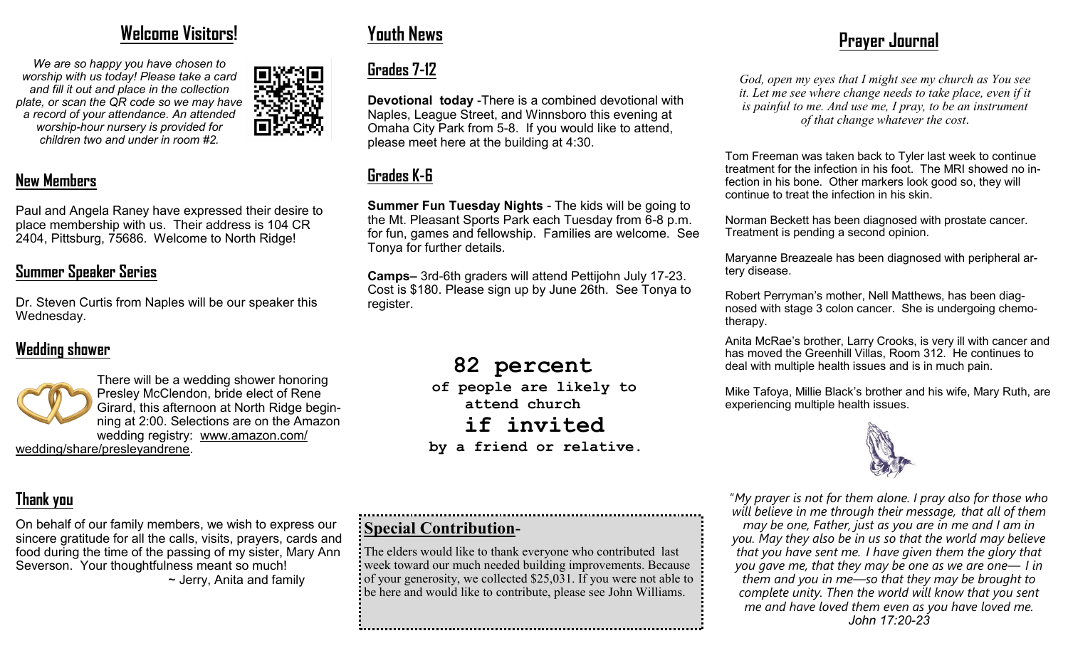## Welcome Visitors!

*We are so happy you have chosen to worship with us today! Please take a card and fill it out and place in the collection plate, or scan the QR code so we may have a record of your attendance. An attended worship-hour nursery is provided for children two and under in room #2.*

## New Members

Paul and Angela Raney have expressed their desire to place membership with us. Their address is 104 CR 2404, Pittsburg, 75686. Welcome to North Ridge!

## Summer Speaker Series

Dr. Steven Curtis from Naples will be our speaker this Wednesday.

## Wedding shower

There will be a wedding shower honoring Presley McClendon, bride elect of Rene Girard, this afternoon at North Ridge beginning at 2:00. Selections are on the Amazon wedding registry: www.amazon.com/wedding/share/presleyandrene.

## Thank you

On behalf of our family members, we wish to express our sincere gratitude for all the calls, visits, prayers, cards and food during the time of the passing of my sister, Mary Ann Severson. Your thoughtfulness meant so much!

~ Jerry, Anita and family

## Youth News

### Grades 7-12

**Devotional today** -There is a combined devotional with Naples, League Street, and Winnsboro this evening at Omaha City Park from 5-8. If you would like to attend, please meet here at the building at 4:30.

### Grades K-6

**Summer Fun Tuesday Nights** - The kids will be going to the Mt. Pleasant Sports Park each Tuesday from 6-8 p.m. for fun, games and fellowship. Families are welcome. See Tonya for further details.

**Camps–** 3rd-6th graders will attend Pettijohn July 17-23. Cost is $180. Please sign up by June 26th. See Tonya to register.

**82 percent**
**of people are likely to attend church**
**if invited**
**by a friend or relative.**

### Special Contribution-

The elders would like to thank everyone who contributed last week toward our much needed building improvements. Because of your generosity, we collected $25,031. If you were not able to be here and would like to contribute, please see John Williams.

## Prayer Journal

*God, open my eyes that I might see my church as You see it. Let me see where change needs to take place, even if it is painful to me. And use me, I pray, to be an instrument of that change whatever the cost.*

Tom Freeman was taken back to Tyler last week to continue treatment for the infection in his foot. The MRI showed no infection in his bone. Other markers look good so, they will continue to treat the infection in his skin.

Norman Beckett has been diagnosed with prostate cancer. Treatment is pending a second opinion.

Maryanne Breazeale has been diagnosed with peripheral artery disease.

Robert Perryman's mother, Nell Matthews, has been diagnosed with stage 3 colon cancer. She is undergoing chemotherapy.

Anita McRae's brother, Larry Crooks, is very ill with cancer and has moved the Greenhill Villas, Room 312. He continues to deal with multiple health issues and is in much pain.

Mike Tafoya, Millie Black's brother and his wife, Mary Ruth, are experiencing multiple health issues.

*"My prayer is not for them alone. I pray also for those who will believe in me through their message, that all of them may be one, Father, just as you are in me and I am in you. May they also be in us so that the world may believe that you have sent me. I have given them the glory that you gave me, that they may be one as we are one— I in them and you in me—so that they may be brought to complete unity. Then the world will know that you sent me and have loved them even as you have loved me. John 17:20-23*